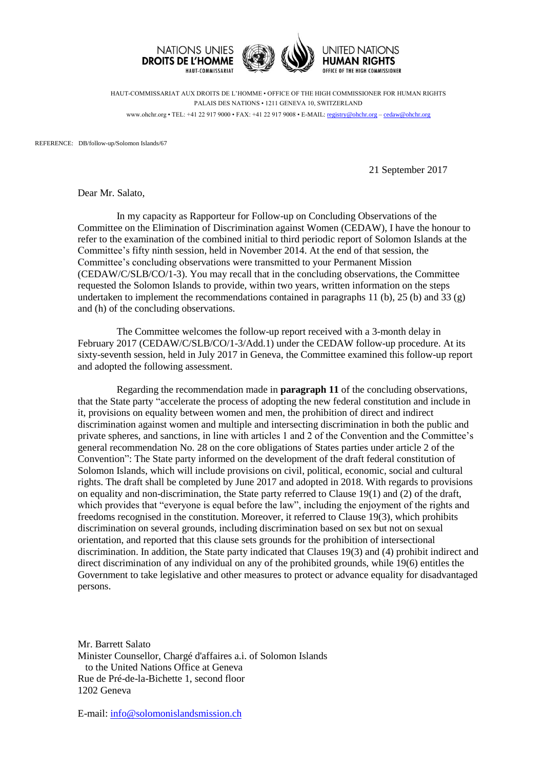NATIONS UNIES
**DROITS DE L'HOMME**
HAUT-COMMISSARIAT

UNITED NATIONS
**HUMAN RIGHTS**
OFFICE OF THE HIGH COMMISSIONER

HAUT-COMMISSARIAT AUX DROITS DE L'HOMME • OFFICE OF THE HIGH COMMISSIONER FOR HUMAN RIGHTS
PALAIS DES NATIONS • 1211 GENEVA 10, SWITZERLAND
www.ohchr.org • TEL: +41 22 917 9000 • FAX: +41 22 917 9008 • E-MAIL: registry@ohchr.org – cedaw@ohchr.org

REFERENCE: DB/follow-up/Solomon Islands/67

21 September 2017

Dear Mr. Salato,

In my capacity as Rapporteur for Follow-up on Concluding Observations of the Committee on the Elimination of Discrimination against Women (CEDAW), I have the honour to refer to the examination of the combined initial to third periodic report of Solomon Islands at the Committee's fifty ninth session, held in November 2014. At the end of that session, the Committee's concluding observations were transmitted to your Permanent Mission (CEDAW/C/SLB/CO/1-3). You may recall that in the concluding observations, the Committee requested the Solomon Islands to provide, within two years, written information on the steps undertaken to implement the recommendations contained in paragraphs 11 (b), 25 (b) and 33 (g) and (h) of the concluding observations.

The Committee welcomes the follow-up report received with a 3-month delay in February 2017 (CEDAW/C/SLB/CO/1-3/Add.1) under the CEDAW follow-up procedure. At its sixty-seventh session, held in July 2017 in Geneva, the Committee examined this follow-up report and adopted the following assessment.

Regarding the recommendation made in **paragraph 11** of the concluding observations, that the State party "accelerate the process of adopting the new federal constitution and include in it, provisions on equality between women and men, the prohibition of direct and indirect discrimination against women and multiple and intersecting discrimination in both the public and private spheres, and sanctions, in line with articles 1 and 2 of the Convention and the Committee's general recommendation No. 28 on the core obligations of States parties under article 2 of the Convention": The State party informed on the development of the draft federal constitution of Solomon Islands, which will include provisions on civil, political, economic, social and cultural rights. The draft shall be completed by June 2017 and adopted in 2018. With regards to provisions on equality and non-discrimination, the State party referred to Clause 19(1) and (2) of the draft, which provides that "everyone is equal before the law", including the enjoyment of the rights and freedoms recognised in the constitution. Moreover, it referred to Clause 19(3), which prohibits discrimination on several grounds, including discrimination based on sex but not on sexual orientation, and reported that this clause sets grounds for the prohibition of intersectional discrimination. In addition, the State party indicated that Clauses 19(3) and (4) prohibit indirect and direct discrimination of any individual on any of the prohibited grounds, while 19(6) entitles the Government to take legislative and other measures to protect or advance equality for disadvantaged persons.

Mr. Barrett Salato
Minister Counsellor, Chargé d'affaires a.i. of Solomon Islands
to the United Nations Office at Geneva
Rue de Pré-de-la-Bichette 1, second floor
1202 Geneva

E-mail: info@solomonislandsmission.ch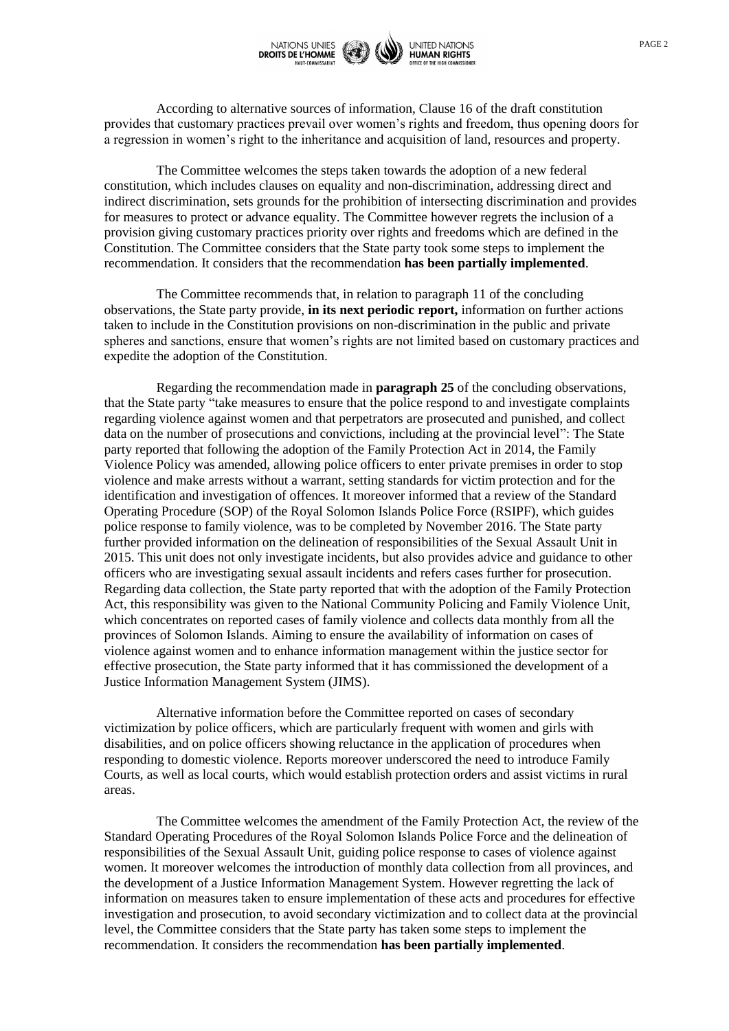According to alternative sources of information, Clause 16 of the draft constitution provides that customary practices prevail over women's rights and freedom, thus opening doors for a regression in women's right to the inheritance and acquisition of land, resources and property.

The Committee welcomes the steps taken towards the adoption of a new federal constitution, which includes clauses on equality and non-discrimination, addressing direct and indirect discrimination, sets grounds for the prohibition of intersecting discrimination and provides for measures to protect or advance equality. The Committee however regrets the inclusion of a provision giving customary practices priority over rights and freedoms which are defined in the Constitution. The Committee considers that the State party took some steps to implement the recommendation. It considers that the recommendation **has been partially implemented**.

The Committee recommends that, in relation to paragraph 11 of the concluding observations, the State party provide, **in its next periodic report,** information on further actions taken to include in the Constitution provisions on non-discrimination in the public and private spheres and sanctions, ensure that women's rights are not limited based on customary practices and expedite the adoption of the Constitution.

Regarding the recommendation made in **paragraph 25** of the concluding observations, that the State party "take measures to ensure that the police respond to and investigate complaints regarding violence against women and that perpetrators are prosecuted and punished, and collect data on the number of prosecutions and convictions, including at the provincial level": The State party reported that following the adoption of the Family Protection Act in 2014, the Family Violence Policy was amended, allowing police officers to enter private premises in order to stop violence and make arrests without a warrant, setting standards for victim protection and for the identification and investigation of offences. It moreover informed that a review of the Standard Operating Procedure (SOP) of the Royal Solomon Islands Police Force (RSIPF), which guides police response to family violence, was to be completed by November 2016. The State party further provided information on the delineation of responsibilities of the Sexual Assault Unit in 2015. This unit does not only investigate incidents, but also provides advice and guidance to other officers who are investigating sexual assault incidents and refers cases further for prosecution. Regarding data collection, the State party reported that with the adoption of the Family Protection Act, this responsibility was given to the National Community Policing and Family Violence Unit, which concentrates on reported cases of family violence and collects data monthly from all the provinces of Solomon Islands. Aiming to ensure the availability of information on cases of violence against women and to enhance information management within the justice sector for effective prosecution, the State party informed that it has commissioned the development of a Justice Information Management System (JIMS).

Alternative information before the Committee reported on cases of secondary victimization by police officers, which are particularly frequent with women and girls with disabilities, and on police officers showing reluctance in the application of procedures when responding to domestic violence. Reports moreover underscored the need to introduce Family Courts, as well as local courts, which would establish protection orders and assist victims in rural areas.

The Committee welcomes the amendment of the Family Protection Act, the review of the Standard Operating Procedures of the Royal Solomon Islands Police Force and the delineation of responsibilities of the Sexual Assault Unit, guiding police response to cases of violence against women. It moreover welcomes the introduction of monthly data collection from all provinces, and the development of a Justice Information Management System. However regretting the lack of information on measures taken to ensure implementation of these acts and procedures for effective investigation and prosecution, to avoid secondary victimization and to collect data at the provincial level, the Committee considers that the State party has taken some steps to implement the recommendation. It considers the recommendation **has been partially implemented**.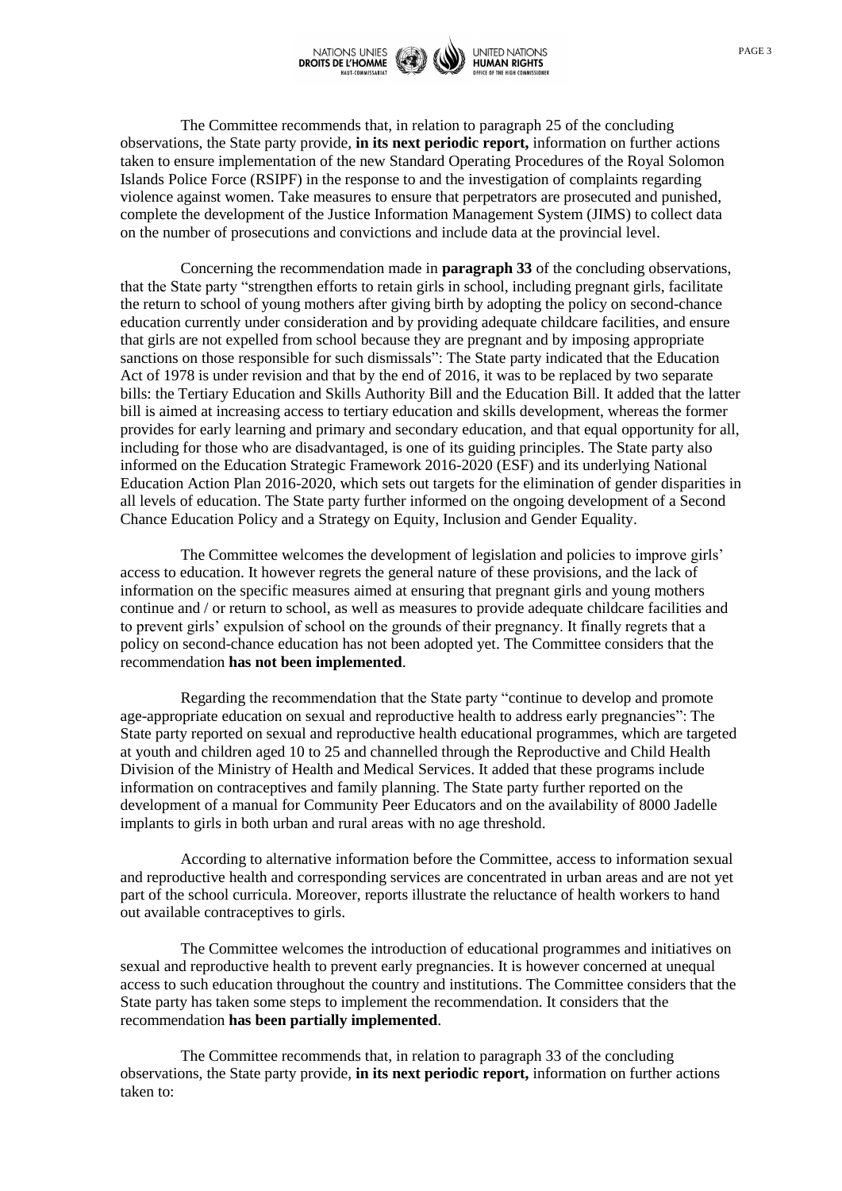The Committee recommends that, in relation to paragraph 25 of the concluding observations, the State party provide, **in its next periodic report,** information on further actions taken to ensure implementation of the new Standard Operating Procedures of the Royal Solomon Islands Police Force (RSIPF) in the response to and the investigation of complaints regarding violence against women. Take measures to ensure that perpetrators are prosecuted and punished, complete the development of the Justice Information Management System (JIMS) to collect data on the number of prosecutions and convictions and include data at the provincial level.

Concerning the recommendation made in **paragraph 33** of the concluding observations, that the State party "strengthen efforts to retain girls in school, including pregnant girls, facilitate the return to school of young mothers after giving birth by adopting the policy on second-chance education currently under consideration and by providing adequate childcare facilities, and ensure that girls are not expelled from school because they are pregnant and by imposing appropriate sanctions on those responsible for such dismissals": The State party indicated that the Education Act of 1978 is under revision and that by the end of 2016, it was to be replaced by two separate bills: the Tertiary Education and Skills Authority Bill and the Education Bill. It added that the latter bill is aimed at increasing access to tertiary education and skills development, whereas the former provides for early learning and primary and secondary education, and that equal opportunity for all, including for those who are disadvantaged, is one of its guiding principles. The State party also informed on the Education Strategic Framework 2016-2020 (ESF) and its underlying National Education Action Plan 2016-2020, which sets out targets for the elimination of gender disparities in all levels of education. The State party further informed on the ongoing development of a Second Chance Education Policy and a Strategy on Equity, Inclusion and Gender Equality.

The Committee welcomes the development of legislation and policies to improve girls' access to education. It however regrets the general nature of these provisions, and the lack of information on the specific measures aimed at ensuring that pregnant girls and young mothers continue and / or return to school, as well as measures to provide adequate childcare facilities and to prevent girls' expulsion of school on the grounds of their pregnancy. It finally regrets that a policy on second-chance education has not been adopted yet. The Committee considers that the recommendation **has not been implemented**.

Regarding the recommendation that the State party "continue to develop and promote age-appropriate education on sexual and reproductive health to address early pregnancies": The State party reported on sexual and reproductive health educational programmes, which are targeted at youth and children aged 10 to 25 and channelled through the Reproductive and Child Health Division of the Ministry of Health and Medical Services. It added that these programs include information on contraceptives and family planning. The State party further reported on the development of a manual for Community Peer Educators and on the availability of 8000 Jadelle implants to girls in both urban and rural areas with no age threshold.

According to alternative information before the Committee, access to information sexual and reproductive health and corresponding services are concentrated in urban areas and are not yet part of the school curricula. Moreover, reports illustrate the reluctance of health workers to hand out available contraceptives to girls.

The Committee welcomes the introduction of educational programmes and initiatives on sexual and reproductive health to prevent early pregnancies. It is however concerned at unequal access to such education throughout the country and institutions. The Committee considers that the State party has taken some steps to implement the recommendation. It considers that the recommendation **has been partially implemented**.

The Committee recommends that, in relation to paragraph 33 of the concluding observations, the State party provide, **in its next periodic report,** information on further actions taken to: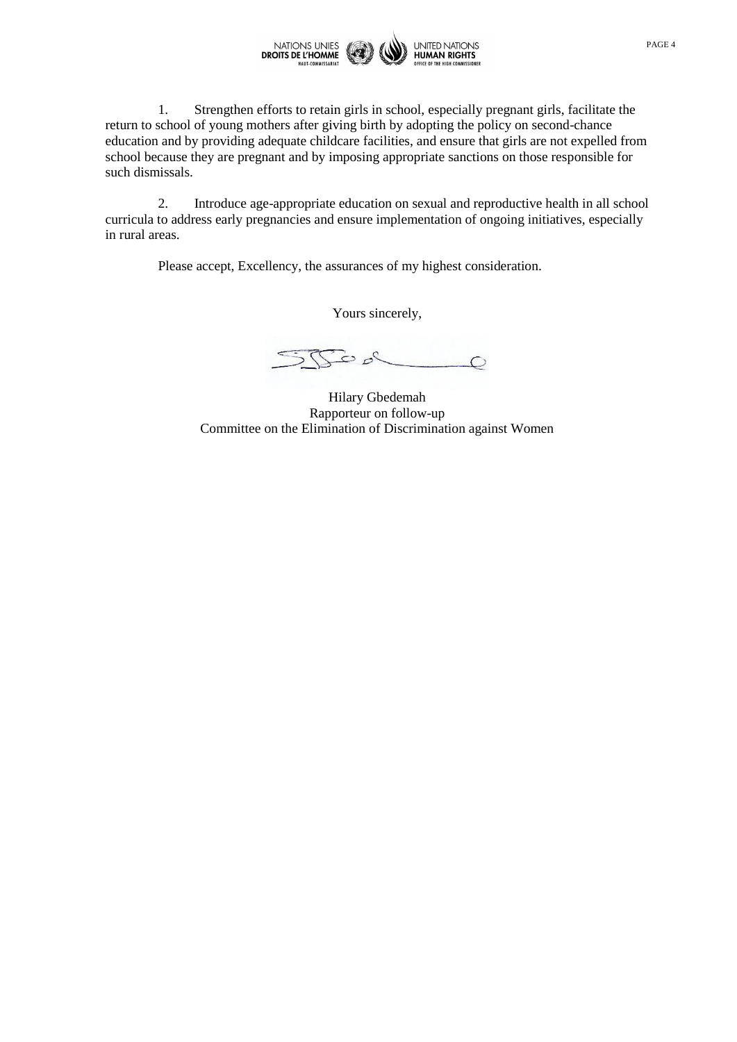1. Strengthen efforts to retain girls in school, especially pregnant girls, facilitate the return to school of young mothers after giving birth by adopting the policy on second-chance education and by providing adequate childcare facilities, and ensure that girls are not expelled from school because they are pregnant and by imposing appropriate sanctions on those responsible for such dismissals.

2. Introduce age-appropriate education on sexual and reproductive health in all school curricula to address early pregnancies and ensure implementation of ongoing initiatives, especially in rural areas.

Please accept, Excellency, the assurances of my highest consideration.

Yours sincerely,

Hilary Gbedemah
Rapporteur on follow-up
Committee on the Elimination of Discrimination against Women